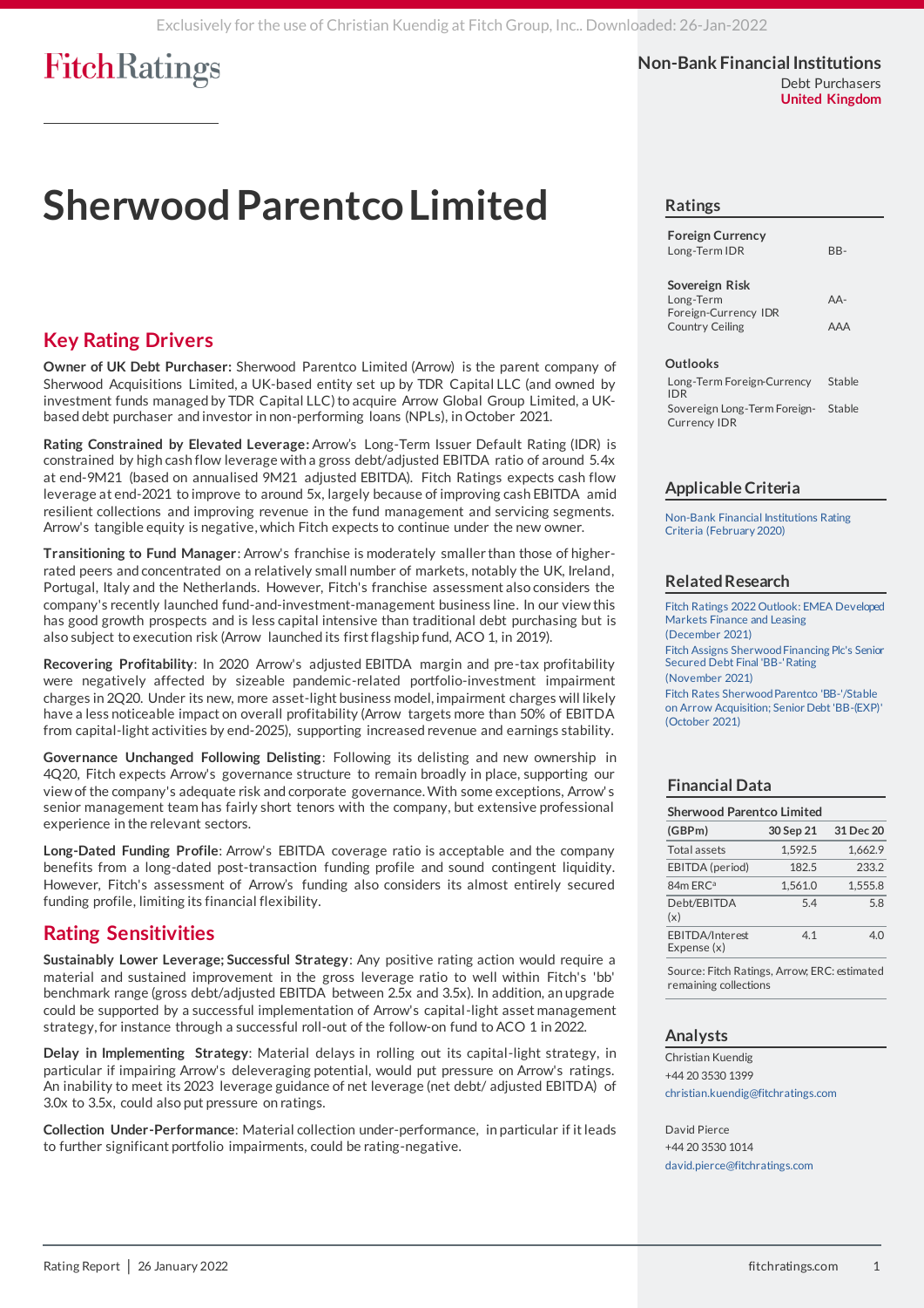Non-Bank Financial Institutions
Debt Purchasers
United Kingdom

# Sherwood Parentco Limited

## Key Rating Drivers

**Owner of UK Debt Purchaser:** Sherwood Parentco Limited (Arrow) is the parent company of Sherwood Acquisitions Limited, a UK-based entity set up by TDR Capital LLC (and owned by investment funds managed by TDR Capital LLC) to acquire Arrow Global Group Limited, a UK-based debt purchaser and investor in non-performing loans (NPLs), in October 2021.

**Rating Constrained by Elevated Leverage:** Arrow's Long-Term Issuer Default Rating (IDR) is constrained by high cash flow leverage with a gross debt/adjusted EBITDA ratio of around 5.4x at end-9M21 (based on annualised 9M21 adjusted EBITDA). Fitch Ratings expects cash flow leverage at end-2021 to improve to around 5x, largely because of improving cash EBITDA amid resilient collections and improving revenue in the fund management and servicing segments. Arrow's tangible equity is negative, which Fitch expects to continue under the new owner.

**Transitioning to Fund Manager**: Arrow's franchise is moderately smaller than those of higher-rated peers and concentrated on a relatively small number of markets, notably the UK, Ireland, Portugal, Italy and the Netherlands. However, Fitch's franchise assessment also considers the company's recently launched fund-and-investment-management business line. In our view this has good growth prospects and is less capital intensive than traditional debt purchasing but is also subject to execution risk (Arrow launched its first flagship fund, ACO 1, in 2019).

**Recovering Profitability**: In 2020 Arrow's adjusted EBITDA margin and pre-tax profitability were negatively affected by sizeable pandemic-related portfolio-investment impairment charges in 2Q20. Under its new, more asset-light business model, impairment charges will likely have a less noticeable impact on overall profitability (Arrow targets more than 50% of EBITDA from capital-light activities by end-2025), supporting increased revenue and earnings stability.

**Governance Unchanged Following Delisting**: Following its delisting and new ownership in 4Q20, Fitch expects Arrow's governance structure to remain broadly in place, supporting our view of the company's adequate risk and corporate governance. With some exceptions, Arrow's senior management team has fairly short tenors with the company, but extensive professional experience in the relevant sectors.

**Long-Dated Funding Profile**: Arrow's EBITDA coverage ratio is acceptable and the company benefits from a long-dated post-transaction funding profile and sound contingent liquidity. However, Fitch's assessment of Arrow's funding also considers its almost entirely secured funding profile, limiting its financial flexibility.

## Rating Sensitivities

**Sustainably Lower Leverage; Successful Strategy**: Any positive rating action would require a material and sustained improvement in the gross leverage ratio to well within Fitch's 'bb' benchmark range (gross debt/adjusted EBITDA between 2.5x and 3.5x). In addition, an upgrade could be supported by a successful implementation of Arrow's capital-light asset management strategy, for instance through a successful roll-out of the follow-on fund to ACO 1 in 2022.

**Delay in Implementing Strategy**: Material delays in rolling out its capital-light strategy, in particular if impairing Arrow's deleveraging potential, would put pressure on Arrow's ratings. An inability to meet its 2023 leverage guidance of net leverage (net debt/ adjusted EBITDA) of 3.0x to 3.5x, could also put pressure on ratings.

**Collection Under-Performance**: Material collection under-performance, in particular if it leads to further significant portfolio impairments, could be rating-negative.

## Ratings

| Foreign Currency | |
|---|---|
| Long-Term IDR | BB- |

| Sovereign Risk | |
|---|---|
| Long-Term Foreign-Currency IDR | AA- |
| Country Ceiling | AAA |

| Outlooks | |
|---|---|
| Long-Term Foreign-Currency IDR | Stable |
| Sovereign Long-Term Foreign-Currency IDR | Stable |

## Applicable Criteria

Non-Bank Financial Institutions Rating Criteria (February 2020)

## Related Research

Fitch Ratings 2022 Outlook: EMEA Developed Markets Finance and Leasing (December 2021)

Fitch Assigns Sherwood Financing Plc's Senior Secured Debt Final 'BB-' Rating (November 2021)

Fitch Rates Sherwood Parentco 'BB-'/Stable on Arrow Acquisition; Senior Debt 'BB-(EXP)' (October 2021)

## Financial Data

**Sherwood Parentco Limited**

| (GBPm) | 30 Sep 21 | 31 Dec 20 |
|---|---|---|
| Total assets | 1,592.5 | 1,662.9 |
| EBITDA (period) | 182.5 | 233.2 |
| 84m ERC[a] | 1,561.0 | 1,555.8 |
| Debt/EBITDA (x) | 5.4 | 5.8 |
| EBITDA/Interest Expense (x) | 4.1 | 4.0 |

Source: Fitch Ratings, Arrow; ERC: estimated remaining collections

## Analysts

Christian Kuendig
+44 20 3530 1399
christian.kuendig@fitchratings.com

David Pierce
+44 20 3530 1014
david.pierce@fitchratings.com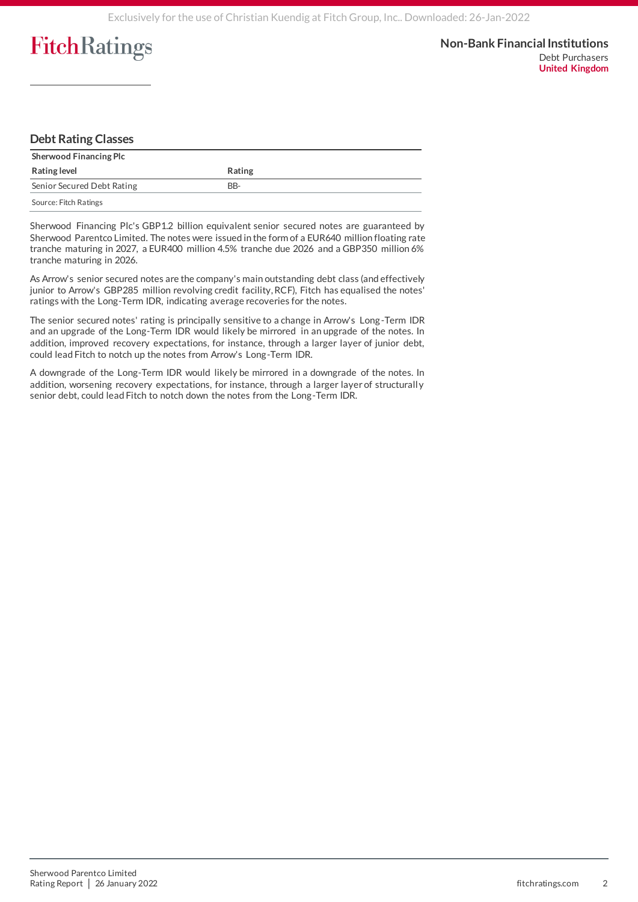## Debt Rating Classes

| Sherwood Financing Plc | |
|---|---|
| **Rating level** | **Rating** |
| Senior Secured Debt Rating | BB- |

Source: Fitch Ratings

Sherwood Financing Plc's GBP1.2 billion equivalent senior secured notes are guaranteed by Sherwood Parentco Limited. The notes were issued in the form of a EUR640 million floating rate tranche maturing in 2027, a EUR400 million 4.5% tranche due 2026 and a GBP350 million 6% tranche maturing in 2026.

As Arrow's senior secured notes are the company's main outstanding debt class (and effectively junior to Arrow's GBP285 million revolving credit facility, RCF), Fitch has equalised the notes' ratings with the Long-Term IDR, indicating average recoveries for the notes.

The senior secured notes' rating is principally sensitive to a change in Arrow's Long-Term IDR and an upgrade of the Long-Term IDR would likely be mirrored in an upgrade of the notes. In addition, improved recovery expectations, for instance, through a larger layer of junior debt, could lead Fitch to notch up the notes from Arrow's Long-Term IDR.

A downgrade of the Long-Term IDR would likely be mirrored in a downgrade of the notes. In addition, worsening recovery expectations, for instance, through a larger layer of structurally senior debt, could lead Fitch to notch down the notes from the Long-Term IDR.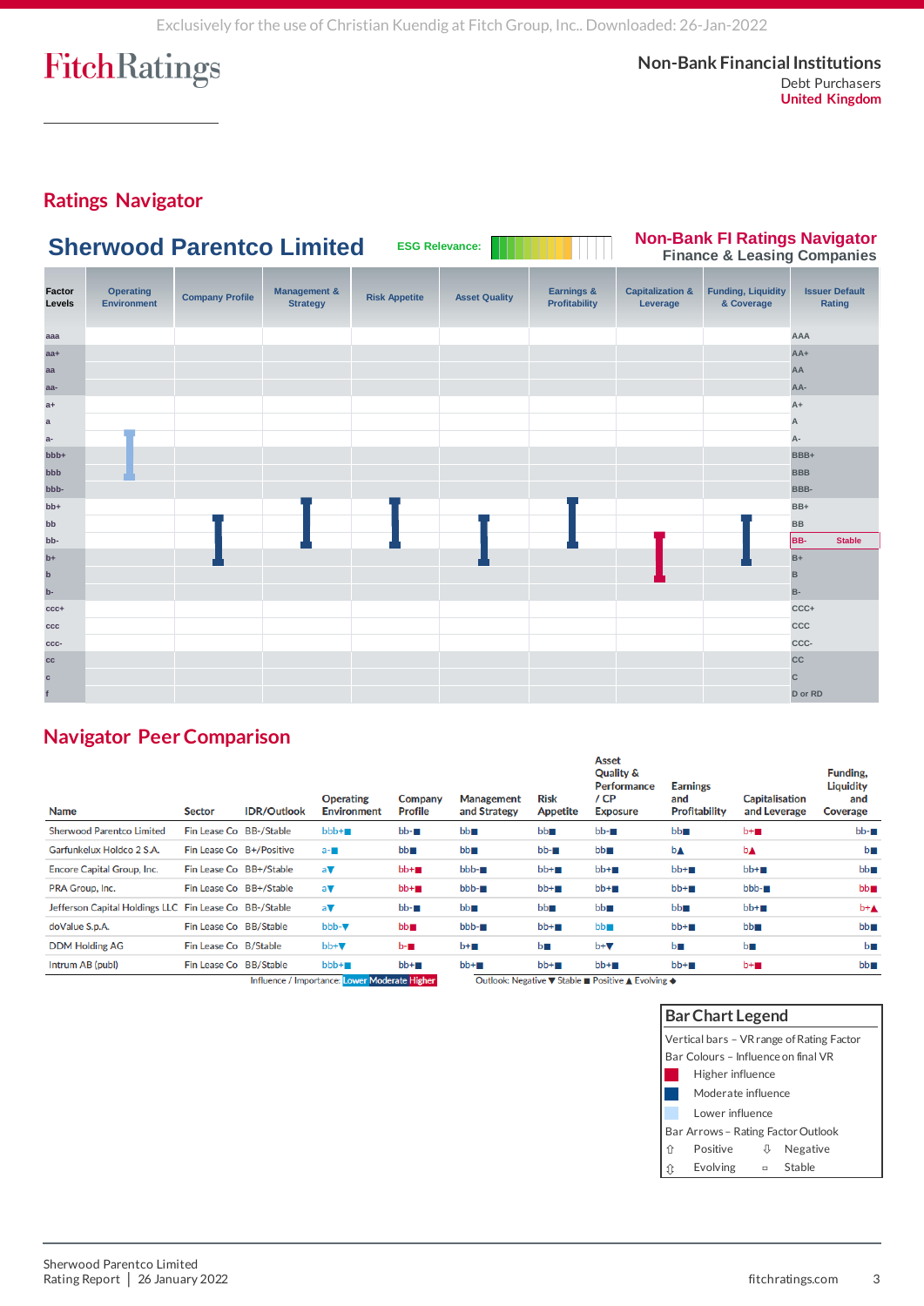## Ratings Navigator

**Sherwood Parentco Limited** — ESG Relevance:

**Non-Bank FI Ratings Navigator**
Finance & Leasing Companies

| Factor Levels | Operating Environment | Company Profile | Management & Strategy | Risk Appetite | Asset Quality | Earnings & Profitability | Capitalization & Leverage | Funding, Liquidity & Coverage | Issuer Default Rating |
|---|---|---|---|---|---|---|---|---|---|
| aaa | | | | | | | | | AAA |
| aa+ | | | | | | | | | AA+ |
| aa | | | | | | | | | AA |
| aa- | | | | | | | | | AA- |
| a+ | | | | | | | | | A+ |
| a | | | | | | | | | A |
| a- | | | | | | | | | A- |
| bbb+ | | | | | | | | | BBB+ |
| bbb | | | | | | | | | BBB |
| bbb- | | | | | | | | | BBB- |
| bb+ | | | | | | | | | BB+ |
| bb | | | | | | | | | BB |
| bb- | | | | | | | | | BB- Stable |
| b+ | | | | | | | | | B+ |
| b | | | | | | | | | B |
| b- | | | | | | | | | B- |
| ccc+ | | | | | | | | | CCC+ |
| ccc | | | | | | | | | CCC |
| ccc- | | | | | | | | | CCC- |
| cc | | | | | | | | | CC |
| c | | | | | | | | | C |
| f | | | | | | | | | D or RD |

## Navigator Peer Comparison

| Name | Sector | IDR/Outlook | Operating Environment | Company Profile | Management and Strategy | Risk Appetite | Asset Quality & Performance / CP Exposure | Earnings and Profitability | Capitalisation and Leverage | Funding, Liquidity and Coverage |
|---|---|---|---|---|---|---|---|---|---|---|
| Sherwood Parentco Limited | Fin Lease Co | BB-/Stable | bbb+■ | bb-■ | bb■ | bb■ | bb-■ | bb■ | b+■ | bb-■ |
| Garfunkelux Holdco 2 S.A. | Fin Lease Co | B+/Positive | a-■ | bb■ | bb■ | bb-■ | bb■ | b▲ | b▲ | b■ |
| Encore Capital Group, Inc. | Fin Lease Co | BB+/Stable | a▼ | bb+■ | bbb-■ | bb+■ | bb+■ | bb+■ | bb+■ | bb■ |
| PRA Group, Inc. | Fin Lease Co | BB+/Stable | a▼ | bb+■ | bbb-■ | bb+■ | bb+■ | bb+■ | bbb-■ | bb■ |
| Jefferson Capital Holdings LLC | Fin Lease Co | BB-/Stable | a▼ | bb-■ | bb■ | bb■ | bb■ | bb■ | bb+■ | b+▲ |
| doValue S.p.A. | Fin Lease Co | BB/Stable | bbb-▼ | bb■ | bbb-■ | bb+■ | bb■ | bb+■ | bb■ | bb■ |
| DDM Holding AG | Fin Lease Co | B/Stable | bb+▼ | b-■ | b+■ | b■ | b+▼ | b■ | b■ | b■ |
| Intrum AB (publ) | Fin Lease Co | BB/Stable | bbb+■ | bb+■ | bb+■ | bb+■ | bb+■ | bb+■ | b+■ | bb■ |

Influence / Importance: Lower Moderate Higher

Outlook: Negative ▼ Stable ■ Positive ▲ Evolving ◆

**Bar Chart Legend**

Vertical bars – VR range of Rating Factor

Bar Colours – Influence on final VR

- Higher influence
- Moderate influence
- Lower influence

Bar Arrows – Rating Factor Outlook

- ⇧ Positive
- ⇩ Negative
- ⇳ Evolving
- ▫ Stable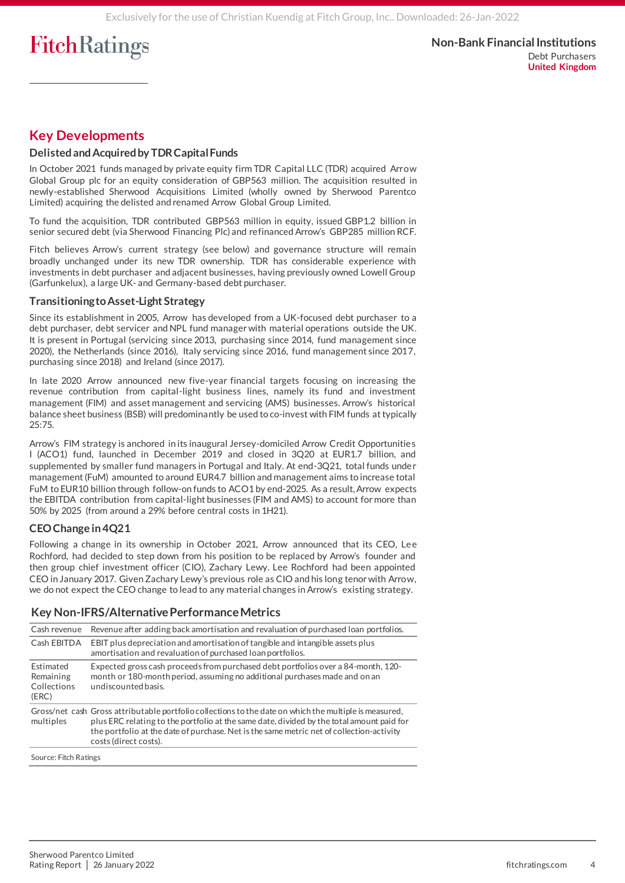## Key Developments

### Delisted and Acquired by TDR Capital Funds

In October 2021 funds managed by private equity firm TDR Capital LLC (TDR) acquired Arrow Global Group plc for an equity consideration of GBP563 million. The acquisition resulted in newly-established Sherwood Acquisitions Limited (wholly owned by Sherwood Parentco Limited) acquiring the delisted and renamed Arrow Global Group Limited.

To fund the acquisition, TDR contributed GBP563 million in equity, issued GBP1.2 billion in senior secured debt (via Sherwood Financing Plc) and refinanced Arrow's GBP285 million RCF.

Fitch believes Arrow's current strategy (see below) and governance structure will remain broadly unchanged under its new TDR ownership. TDR has considerable experience with investments in debt purchaser and adjacent businesses, having previously owned Lowell Group (Garfunkelux), a large UK- and Germany-based debt purchaser.

### Transitioning to Asset-Light Strategy

Since its establishment in 2005, Arrow has developed from a UK-focused debt purchaser to a debt purchaser, debt servicer and NPL fund manager with material operations outside the UK. It is present in Portugal (servicing since 2013, purchasing since 2014, fund management since 2020), the Netherlands (since 2016), Italy servicing since 2016, fund management since 2017, purchasing since 2018) and Ireland (since 2017).

In late 2020 Arrow announced new five-year financial targets focusing on increasing the revenue contribution from capital-light business lines, namely its fund and investment management (FIM) and asset management and servicing (AMS) businesses. Arrow's historical balance sheet business (BSB) will predominantly be used to co-invest with FIM funds at typically 25:75.

Arrow's FIM strategy is anchored in its inaugural Jersey-domiciled Arrow Credit Opportunities I (ACO1) fund, launched in December 2019 and closed in 3Q20 at EUR1.7 billion, and supplemented by smaller fund managers in Portugal and Italy. At end-3Q21, total funds under management (FuM) amounted to around EUR4.7 billion and management aims to increase total FuM to EUR10 billion through follow-on funds to ACO1 by end-2025. As a result, Arrow expects the EBITDA contribution from capital-light businesses (FIM and AMS) to account for more than 50% by 2025 (from around a 29% before central costs in 1H21).

### CEO Change in 4Q21

Following a change in its ownership in October 2021, Arrow announced that its CEO, Lee Rochford, had decided to step down from his position to be replaced by Arrow's founder and then group chief investment officer (CIO), Zachary Lewy. Lee Rochford had been appointed CEO in January 2017. Given Zachary Lewy's previous role as CIO and his long tenor with Arrow, we do not expect the CEO change to lead to any material changes in Arrow's existing strategy.

### Key Non-IFRS/Alternative Performance Metrics

| | |
|---|---|
| Cash revenue | Revenue after adding back amortisation and revaluation of purchased loan portfolios. |
| Cash EBITDA | EBIT plus depreciation and amortisation of tangible and intangible assets plus amortisation and revaluation of purchased loan portfolios. |
| Estimated Remaining Collections (ERC) | Expected gross cash proceeds from purchased debt portfolios over a 84-month, 120-month or 180-month period, assuming no additional purchases made and on an undiscounted basis. |
| Gross/net cash multiples | Gross attributable portfolio collections to the date on which the multiple is measured, plus ERC relating to the portfolio at the same date, divided by the total amount paid for the portfolio at the date of purchase. Net is the same metric net of collection-activity costs (direct costs). |

Source: Fitch Ratings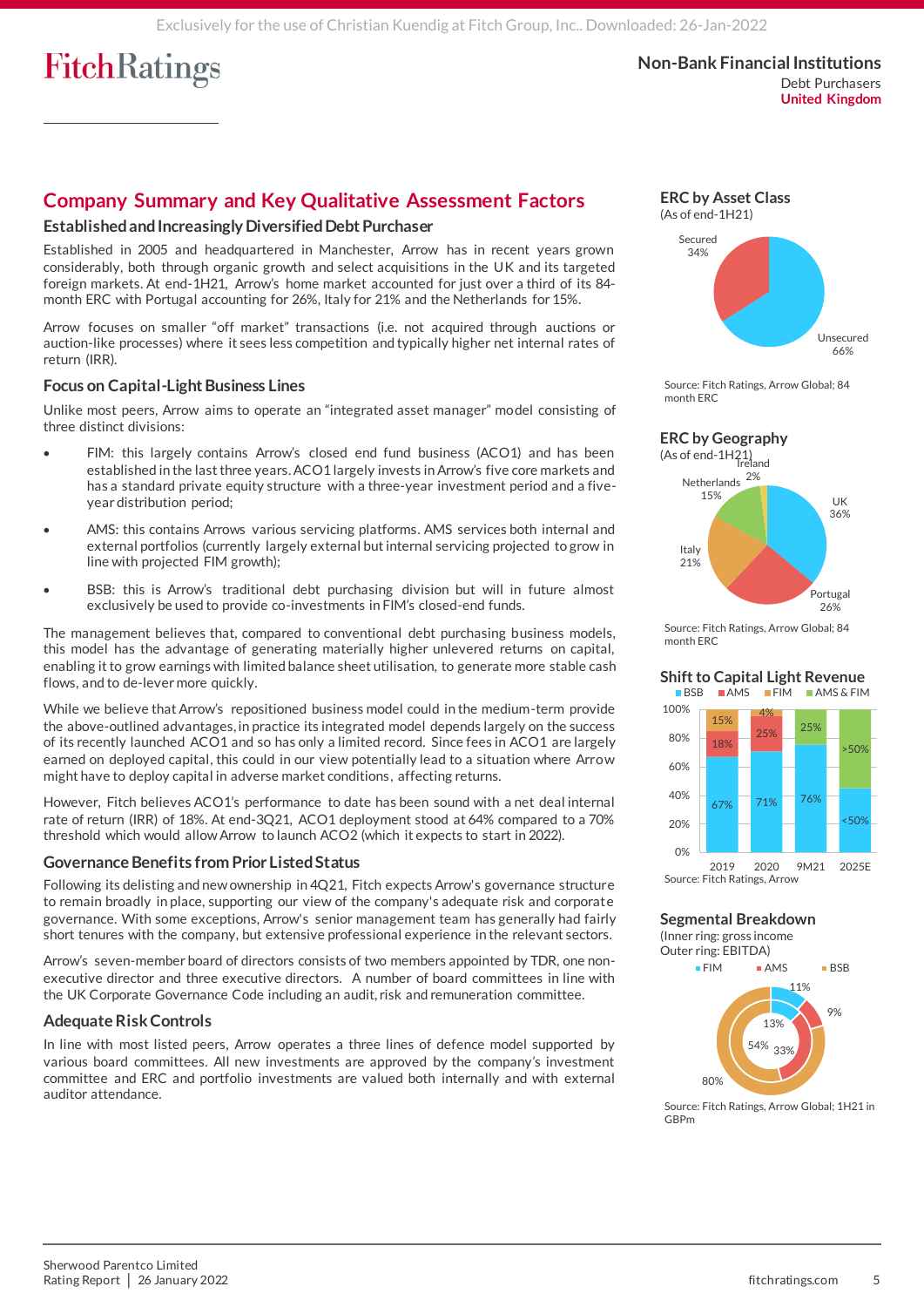## Company Summary and Key Qualitative Assessment Factors

### Established and Increasingly Diversified Debt Purchaser

Established in 2005 and headquartered in Manchester, Arrow has in recent years grown considerably, both through organic growth and select acquisitions in the UK and its targeted foreign markets. At end-1H21, Arrow's home market accounted for just over a third of its 84-month ERC with Portugal accounting for 26%, Italy for 21% and the Netherlands for 15%.

Arrow focuses on smaller "off market" transactions (i.e. not acquired through auctions or auction-like processes) where it sees less competition and typically higher net internal rates of return (IRR).

### Focus on Capital-Light Business Lines

Unlike most peers, Arrow aims to operate an "integrated asset manager" model consisting of three distinct divisions:

- FIM: this largely contains Arrow's closed end fund business (ACO1) and has been established in the last three years. ACO1 largely invests in Arrow's five core markets and has a standard private equity structure with a three-year investment period and a five-year distribution period;
- AMS: this contains Arrows various servicing platforms. AMS services both internal and external portfolios (currently largely external but internal servicing projected to grow in line with projected FIM growth);
- BSB: this is Arrow's traditional debt purchasing division but will in future almost exclusively be used to provide co-investments in FIM's closed-end funds.

The management believes that, compared to conventional debt purchasing business models, this model has the advantage of generating materially higher unlevered returns on capital, enabling it to grow earnings with limited balance sheet utilisation, to generate more stable cash flows, and to de-lever more quickly.

While we believe that Arrow's repositioned business model could in the medium-term provide the above-outlined advantages, in practice its integrated model depends largely on the success of its recently launched ACO1 and so has only a limited record. Since fees in ACO1 are largely earned on deployed capital, this could in our view potentially lead to a situation where Arrow might have to deploy capital in adverse market conditions, affecting returns.

However, Fitch believes ACO1's performance to date has been sound with a net deal internal rate of return (IRR) of 18%. At end-3Q21, ACO1 deployment stood at 64% compared to a 70% threshold which would allow Arrow to launch ACO2 (which it expects to start in 2022).

### Governance Benefits from Prior Listed Status

Following its delisting and new ownership in 4Q21, Fitch expects Arrow's governance structure to remain broadly in place, supporting our view of the company's adequate risk and corporate governance. With some exceptions, Arrow's senior management team has generally had fairly short tenures with the company, but extensive professional experience in the relevant sectors.

Arrow's seven-member board of directors consists of two members appointed by TDR, one non-executive director and three executive directors. A number of board committees in line with the UK Corporate Governance Code including an audit, risk and remuneration committee.

### Adequate Risk Controls

In line with most listed peers, Arrow operates a three lines of defence model supported by various board committees. All new investments are approved by the company's investment committee and ERC and portfolio investments are valued both internally and with external auditor attendance.

### ERC by Asset Class

(As of end-1H21)

| Asset class | Share |
|---|---|
| Secured | 34% |
| Unsecured | 66% |

Source: Fitch Ratings, Arrow Global; 84 month ERC

### ERC by Geography

(As of end-1H21)

| Country | Share |
|---|---|
| UK | 36% |
| Portugal | 26% |
| Italy | 21% |
| Netherlands | 15% |
| Ireland | 2% |

Source: Fitch Ratings, Arrow Global; 84 month ERC

### Shift to Capital Light Revenue

| | 2019 | 2020 | 9M21 | 2025E |
|---|---|---|---|---|
| BSB | 67% | 71% | 76% | <50% |
| AMS | 18% | 25% | | |
| FIM | 15% | 4% | | |
| AMS & FIM | | | 25% | >50% |

Source: Fitch Ratings, Arrow

### Segmental Breakdown

(Inner ring: gross income
Outer ring: EBITDA)

| Segment | Inner ring: gross income | Outer ring: EBITDA |
|---|---|---|
| FIM | 13% | 11% |
| AMS | 33% | 9% |
| BSB | 54% | 80% |

Source: Fitch Ratings, Arrow Global; 1H21 in GBPm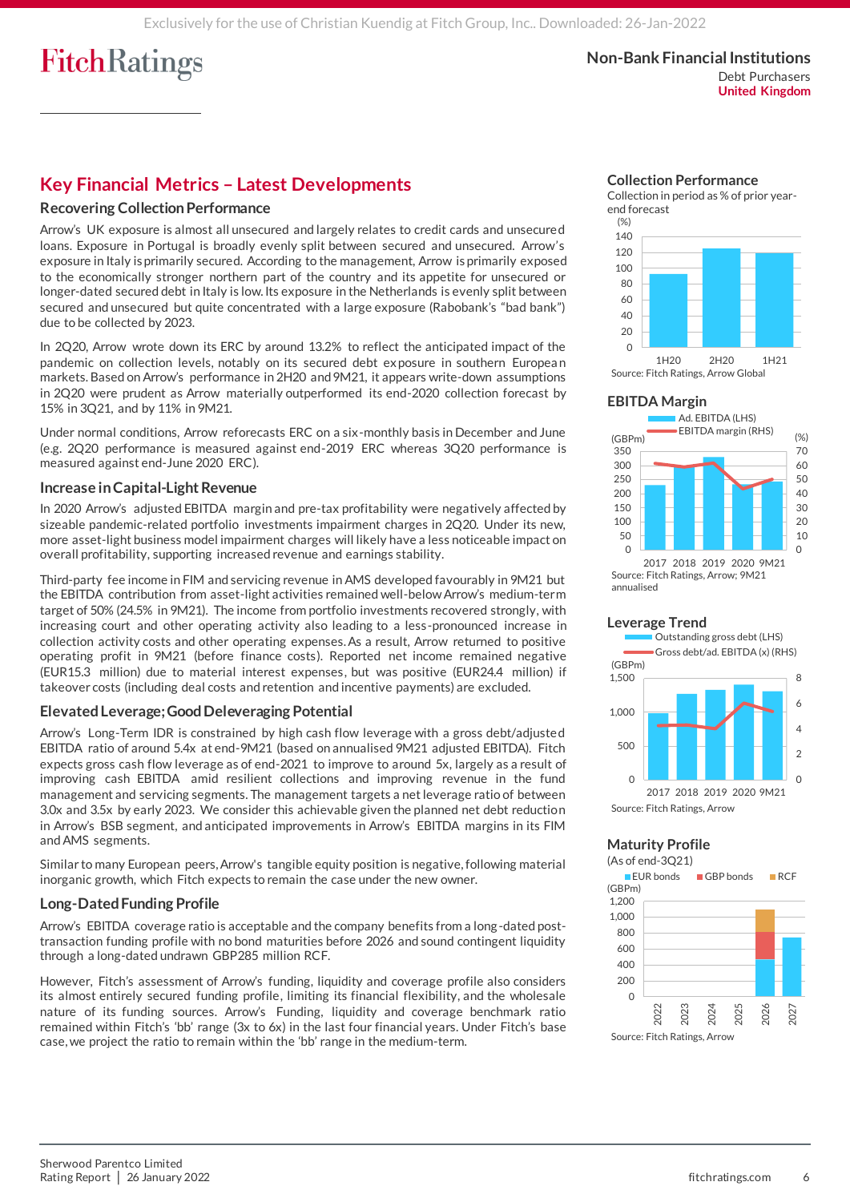## Key Financial Metrics – Latest Developments

### Recovering Collection Performance

Arrow's UK exposure is almost all unsecured and largely relates to credit cards and unsecured loans. Exposure in Portugal is broadly evenly split between secured and unsecured. Arrow's exposure in Italy is primarily secured. According to the management, Arrow is primarily exposed to the economically stronger northern part of the country and its appetite for unsecured or longer-dated secured debt in Italy is low. Its exposure in the Netherlands is evenly split between secured and unsecured but quite concentrated with a large exposure (Rabobank's "bad bank") due to be collected by 2023.

In 2Q20, Arrow wrote down its ERC by around 13.2% to reflect the anticipated impact of the pandemic on collection levels, notably on its secured debt exposure in southern European markets. Based on Arrow's performance in 2H20 and 9M21, it appears write-down assumptions in 2Q20 were prudent as Arrow materially outperformed its end-2020 collection forecast by 15% in 3Q21, and by 11% in 9M21.

Under normal conditions, Arrow reforecasts ERC on a six-monthly basis in December and June (e.g. 2Q20 performance is measured against end-2019 ERC whereas 3Q20 performance is measured against end-June 2020 ERC).

### Increase in Capital-Light Revenue

In 2020 Arrow's adjusted EBITDA margin and pre-tax profitability were negatively affected by sizeable pandemic-related portfolio investments impairment charges in 2Q20. Under its new, more asset-light business model impairment charges will likely have a less noticeable impact on overall profitability, supporting increased revenue and earnings stability.

Third-party fee income in FIM and servicing revenue in AMS developed favourably in 9M21 but the EBITDA contribution from asset-light activities remained well-below Arrow's medium-term target of 50% (24.5% in 9M21). The income from portfolio investments recovered strongly, with increasing court and other operating activity also leading to a less-pronounced increase in collection activity costs and other operating expenses. As a result, Arrow returned to positive operating profit in 9M21 (before finance costs). Reported net income remained negative (EUR15.3 million) due to material interest expenses, but was positive (EUR24.4 million) if takeover costs (including deal costs and retention and incentive payments) are excluded.

### Elevated Leverage; Good Deleveraging Potential

Arrow's Long-Term IDR is constrained by high cash flow leverage with a gross debt/adjusted EBITDA ratio of around 5.4x at end-9M21 (based on annualised 9M21 adjusted EBITDA). Fitch expects gross cash flow leverage as of end-2021 to improve to around 5x, largely as a result of improving cash EBITDA amid resilient collections and improving revenue in the fund management and servicing segments. The management targets a net leverage ratio of between 3.0x and 3.5x by early 2023. We consider this achievable given the planned net debt reduction in Arrow's BSB segment, and anticipated improvements in Arrow's EBITDA margins in its FIM and AMS segments.

Similar to many European peers, Arrow's tangible equity position is negative, following material inorganic growth, which Fitch expects to remain the case under the new owner.

### Long-Dated Funding Profile

Arrow's EBITDA coverage ratio is acceptable and the company benefits from a long-dated post-transaction funding profile with no bond maturities before 2026 and sound contingent liquidity through a long-dated undrawn GBP285 million RCF.

However, Fitch's assessment of Arrow's funding, liquidity and coverage profile also considers its almost entirely secured funding profile, limiting its financial flexibility, and the wholesale nature of its funding sources. Arrow's Funding, liquidity and coverage benchmark ratio remained within Fitch's 'bb' range (3x to 6x) in the last four financial years. Under Fitch's base case, we project the ratio to remain within the 'bb' range in the medium-term.

### Collection Performance

Collection in period as % of prior year-end forecast

| (%) | 1H20 | 2H20 | 1H21 |
|---|---|---|---|
| Collection performance | ~93 | ~124 | ~120 |

Source: Fitch Ratings, Arrow Global

### EBITDA Margin

| | 2017 | 2018 | 2019 | 2020 | 9M21 |
|---|---|---|---|---|---|
| Ad. EBITDA (GBPm) (LHS) | ~235 | ~295 | ~330 | ~235 | ~245 |
| EBITDA margin (%) (RHS) | ~61 | ~59 | ~61 | ~44 | ~50 |

Source: Fitch Ratings, Arrow; 9M21 annualised

### Leverage Trend

| | 2017 | 2018 | 2019 | 2020 | 9M21 |
|---|---|---|---|---|---|
| Outstanding gross debt (GBPm) (LHS) | ~980 | ~1,260 | ~1,320 | ~1,400 | ~1,300 |
| Gross debt/ad. EBITDA (x) (RHS) | ~4.2 | ~4.3 | ~4.0 | ~6.1 | ~5.4 |

Source: Fitch Ratings, Arrow

### Maturity Profile

(As of end-3Q21)

| (GBPm) | 2022 | 2023 | 2024 | 2025 | 2026 | 2027 |
|---|---|---|---|---|---|---|
| EUR bonds | 0 | 0 | 0 | 0 | ~470 | ~750 |
| GBP bonds | 0 | 0 | 0 | 0 | ~350 | 0 |
| RCF | 0 | 0 | 0 | 0 | ~285 | 0 |

Source: Fitch Ratings, Arrow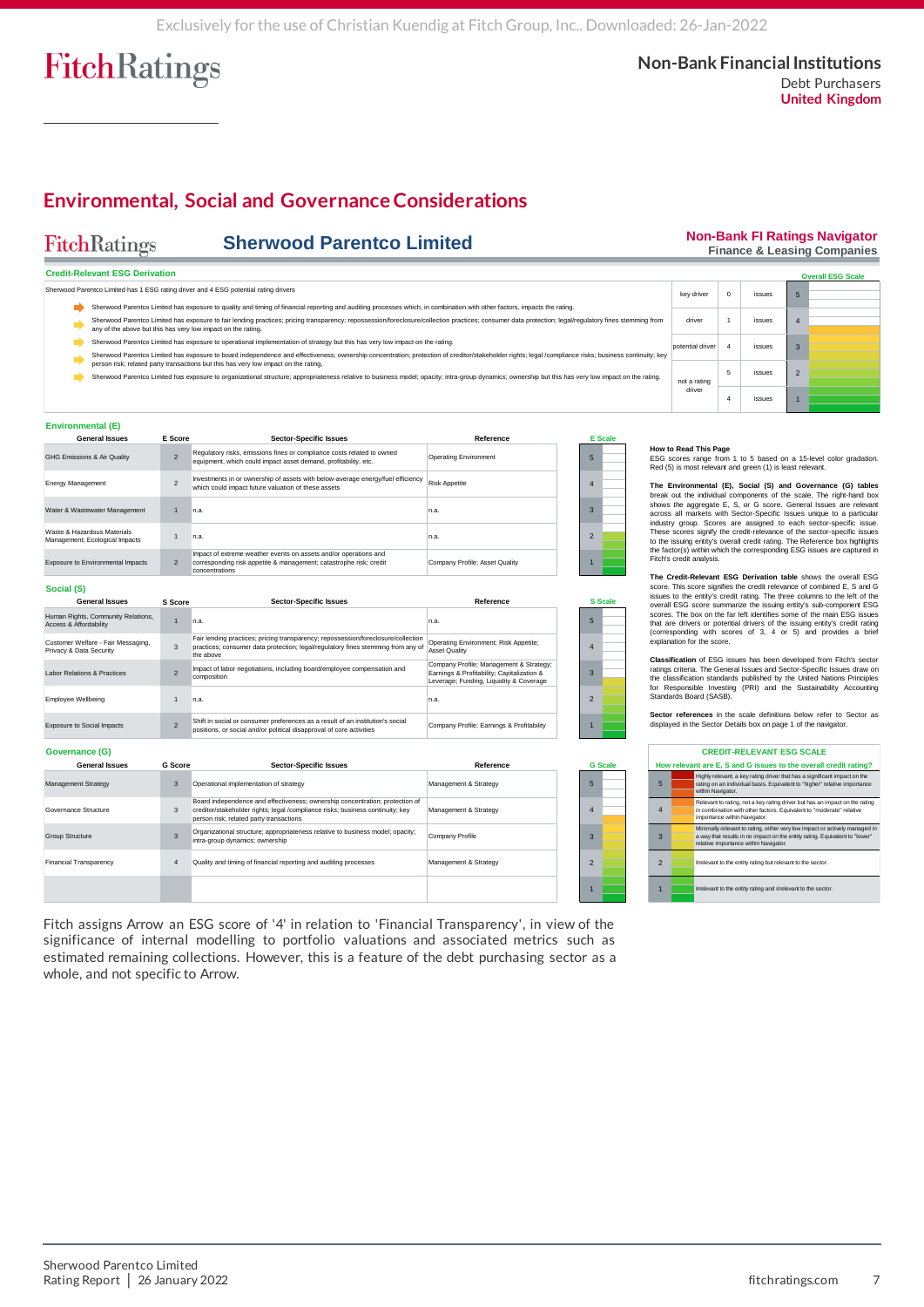## Environmental, Social and Governance Considerations

**Sherwood Parentco Limited**

**Non-Bank FI Ratings Navigator**
Finance & Leasing Companies

### Credit-Relevant ESG Derivation

Sherwood Parentco Limited has 1 ESG rating driver and 4 ESG potential rating drivers

- Sherwood Parentco Limited has exposure to quality and timing of financial reporting and auditing processes which, in combination with other factors, impacts the rating.
- Sherwood Parentco Limited has exposure to fair lending practices; pricing transparency; repossession/foreclosure/collection practices; consumer data protection; legal/regulatory fines stemming from any of the above but this has very low impact on the rating.
- Sherwood Parentco Limited has exposure to operational implementation of strategy but this has very low impact on the rating.
- Sherwood Parentco Limited has exposure to board independence and effectiveness; ownership concentration; protection of creditor/stakeholder rights; legal /compliance risks; business continuity; key person risk; related party transactions but this has very low impact on the rating.
- Sherwood Parentco Limited has exposure to organizational structure; appropriateness relative to business model; opacity; intra-group dynamics; ownership but this has very low impact on the rating.

| | | | Overall ESG Scale |
|---|---|---|---|
| key driver | 0 | issues | 5 |
| driver | 1 | issues | 4 |
| potential driver | 4 | issues | 3 |
| not a rating driver | 5 | issues | 2 |
| | 4 | issues | 1 |

### Environmental (E)

| General Issues | E Score | Sector-Specific Issues | Reference |
|---|---|---|---|
| GHG Emissions & Air Quality | 2 | Regulatory risks, emissions fines or compliance costs related to owned equipment, which could impact asset demand, profitability, etc. | Operating Environment |
| Energy Management | 2 | Investments in or ownership of assets with below-average energy/fuel efficiency which could impact future valuation of these assets | Risk Appetite |
| Water & Wastewater Management | 1 | n.a. | n.a. |
| Waste & Hazardous Materials Management; Ecological Impacts | 1 | n.a. | n.a. |
| Exposure to Environmental Impacts | 2 | Impact of extreme weather events on assets and/or operations and corresponding risk appetite & management; catastrophe risk; credit concentrations | Company Profile; Asset Quality |

### Social (S)

| General Issues | S Score | Sector-Specific Issues | Reference |
|---|---|---|---|
| Human Rights, Community Relations, Access & Affordability | 1 | n.a. | n.a. |
| Customer Welfare - Fair Messaging, Privacy & Data Security | 3 | Fair lending practices; pricing transparency; repossession/foreclosure/collection practices; consumer data protection; legal/regulatory fines stemming from any of the above | Operating Environment; Risk Appetite; Asset Quality |
| Labor Relations & Practices | 2 | Impact of labor negotiations, including board/employee compensation and composition | Company Profile; Management & Strategy; Earnings & Profitability; Capitalization & Leverage; Funding, Liquidity & Coverage |
| Employee Wellbeing | 1 | n.a. | n.a. |
| Exposure to Social Impacts | 2 | Shift in social or consumer preferences as a result of an institution's social positions, or social and/or political disapproval of core activities | Company Profile; Earnings & Profitability |

### Governance (G)

| General Issues | G Score | Sector-Specific Issues | Reference |
|---|---|---|---|
| Management Strategy | 3 | Operational implementation of strategy | Management & Strategy |
| Governance Structure | 3 | Board independence and effectiveness; ownership concentration; protection of creditor/stakeholder rights; legal /compliance risks; business continuity; key person risk; related party transactions | Management & Strategy |
| Group Structure | 3 | Organizational structure; appropriateness relative to business model; opacity; intra-group dynamics; ownership | Company Profile |
| Financial Transparency | 4 | Quality and timing of financial reporting and auditing processes | Management & Strategy |

**How to Read This Page**
ESG scores range from 1 to 5 based on a 15-level color gradation. Red (5) is most relevant and green (1) is least relevant.

**The Environmental (E), Social (S) and Governance (G) tables** break out the individual components of the scale. The right-hand box shows the aggregate E, S, or G score. General Issues are relevant across all markets with Sector-Specific Issues unique to a particular industry group. Scores are assigned to each sector-specific issue. These scores signify the credit-relevance of the sector-specific issues to the issuing entity's overall credit rating. The Reference box highlights the factor(s) within which the corresponding ESG issues are captured in Fitch's credit analysis.

**The Credit-Relevant ESG Derivation table** shows the overall ESG score. This score signifies the credit relevance of combined E, S and G issues to the entity's credit rating. The three columns to the left of the overall ESG score summarize the issuing entity's sub-component ESG scores. The box on the far left identifies some of the main ESG issues that are drivers or potential drivers of the issuing entity's credit rating (corresponding with scores of 3, 4 or 5) and provides a brief explanation for the score.

**Classification** of ESG issues has been developed from Fitch's sector ratings criteria. The General Issues and Sector-Specific Issues draw on the classification standards published by the United Nations Principles for Responsible Investing (PRI) and the Sustainability Accounting Standards Board (SASB).

**Sector references** in the scale definitions below refer to Sector as displayed in the Sector Details box on page 1 of the navigator.

**CREDIT-RELEVANT ESG SCALE**

How relevant are E, S and G issues to the overall credit rating?

| Score | Description |
|---|---|
| 5 | Highly relevant, a key rating driver that has a significant impact on the rating on an individual basis. Equivalent to "higher" relative importance within Navigator. |
| 4 | Relevant to rating, not a key rating driver but has an impact on the rating in combination with other factors. Equivalent to "moderate" relative importance within Navigator. |
| 3 | Minimally relevant to rating, either very low impact or actively managed in a way that results in no impact on the entity rating. Equivalent to "lower" relative importance within Navigator. |
| 2 | Irrelevant to the entity rating but relevant to the sector. |
| 1 | Irrelevant to the entity rating and irrelevant to the sector. |

Fitch assigns Arrow an ESG score of '4' in relation to 'Financial Transparency', in view of the significance of internal modelling to portfolio valuations and associated metrics such as estimated remaining collections. However, this is a feature of the debt purchasing sector as a whole, and not specific to Arrow.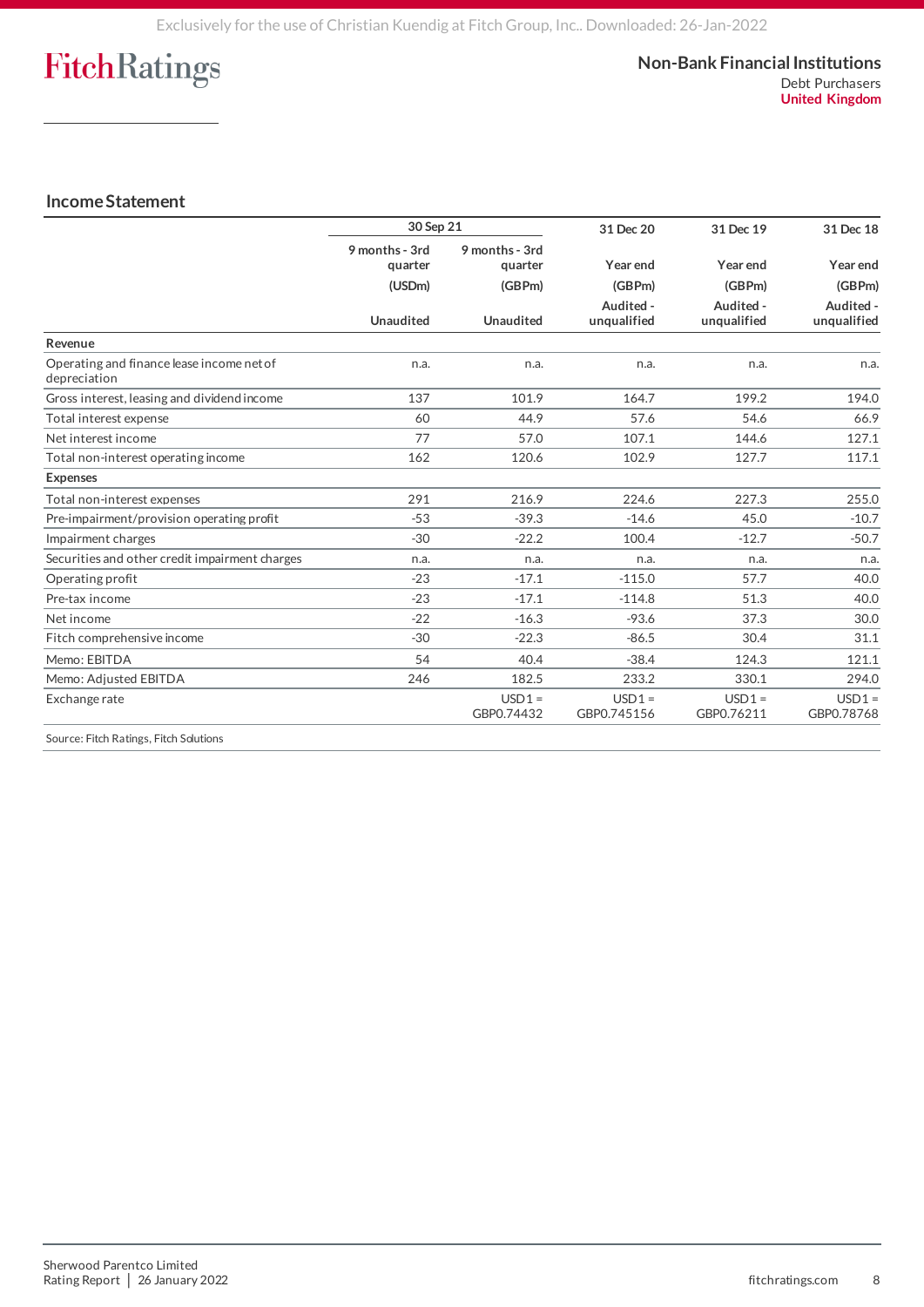## Income Statement

| | 30 Sep 21 | | 31 Dec 20 | 31 Dec 19 | 31 Dec 18 |
|---|---|---|---|---|---|
| | 9 months - 3rd quarter | 9 months - 3rd quarter | Year end | Year end | Year end |
| | (USDm) | (GBPm) | (GBPm) | (GBPm) | (GBPm) |
| | Unaudited | Unaudited | Audited - unqualified | Audited - unqualified | Audited - unqualified |
| **Revenue** | | | | | |
| Operating and finance lease income net of depreciation | n.a. | n.a. | n.a. | n.a. | n.a. |
| Gross interest, leasing and dividend income | 137 | 101.9 | 164.7 | 199.2 | 194.0 |
| Total interest expense | 60 | 44.9 | 57.6 | 54.6 | 66.9 |
| Net interest income | 77 | 57.0 | 107.1 | 144.6 | 127.1 |
| Total non-interest operating income | 162 | 120.6 | 102.9 | 127.7 | 117.1 |
| **Expenses** | | | | | |
| Total non-interest expenses | 291 | 216.9 | 224.6 | 227.3 | 255.0 |
| Pre-impairment/provision operating profit | -53 | -39.3 | -14.6 | 45.0 | -10.7 |
| Impairment charges | -30 | -22.2 | 100.4 | -12.7 | -50.7 |
| Securities and other credit impairment charges | n.a. | n.a. | n.a. | n.a. | n.a. |
| Operating profit | -23 | -17.1 | -115.0 | 57.7 | 40.0 |
| Pre-tax income | -23 | -17.1 | -114.8 | 51.3 | 40.0 |
| Net income | -22 | -16.3 | -93.6 | 37.3 | 30.0 |
| Fitch comprehensive income | -30 | -22.3 | -86.5 | 30.4 | 31.1 |
| Memo: EBITDA | 54 | 40.4 | -38.4 | 124.3 | 121.1 |
| Memo: Adjusted EBITDA | 246 | 182.5 | 233.2 | 330.1 | 294.0 |
| Exchange rate | | USD1 = GBP0.74432 | USD1 = GBP0.745156 | USD1 = GBP0.76211 | USD1 = GBP0.78768 |

Source: Fitch Ratings, Fitch Solutions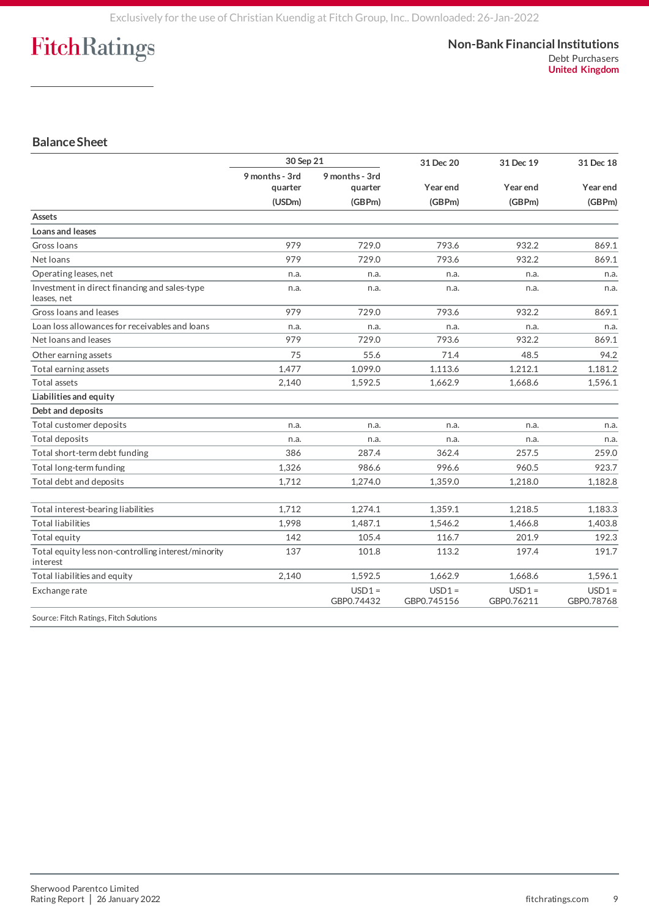## Balance Sheet

| | 30 Sep 21 | | 31 Dec 20 | 31 Dec 19 | 31 Dec 18 |
|---|---|---|---|---|---|
| | 9 months - 3rd quarter (USDm) | 9 months - 3rd quarter (GBPm) | Year end (GBPm) | Year end (GBPm) | Year end (GBPm) |
| **Assets** | | | | | |
| **Loans and leases** | | | | | |
| Gross loans | 979 | 729.0 | 793.6 | 932.2 | 869.1 |
| Net loans | 979 | 729.0 | 793.6 | 932.2 | 869.1 |
| Operating leases, net | n.a. | n.a. | n.a. | n.a. | n.a. |
| Investment in direct financing and sales-type leases, net | n.a. | n.a. | n.a. | n.a. | n.a. |
| Gross loans and leases | 979 | 729.0 | 793.6 | 932.2 | 869.1 |
| Loan loss allowances for receivables and loans | n.a. | n.a. | n.a. | n.a. | n.a. |
| Net loans and leases | 979 | 729.0 | 793.6 | 932.2 | 869.1 |
| Other earning assets | 75 | 55.6 | 71.4 | 48.5 | 94.2 |
| Total earning assets | 1,477 | 1,099.0 | 1,113.6 | 1,212.1 | 1,181.2 |
| Total assets | 2,140 | 1,592.5 | 1,662.9 | 1,668.6 | 1,596.1 |
| **Liabilities and equity** | | | | | |
| **Debt and deposits** | | | | | |
| Total customer deposits | n.a. | n.a. | n.a. | n.a. | n.a. |
| Total deposits | n.a. | n.a. | n.a. | n.a. | n.a. |
| Total short-term debt funding | 386 | 287.4 | 362.4 | 257.5 | 259.0 |
| Total long-term funding | 1,326 | 986.6 | 996.6 | 960.5 | 923.7 |
| Total debt and deposits | 1,712 | 1,274.0 | 1,359.0 | 1,218.0 | 1,182.8 |
| | | | | | |
| Total interest-bearing liabilities | 1,712 | 1,274.1 | 1,359.1 | 1,218.5 | 1,183.3 |
| Total liabilities | 1,998 | 1,487.1 | 1,546.2 | 1,466.8 | 1,403.8 |
| Total equity | 142 | 105.4 | 116.7 | 201.9 | 192.3 |
| Total equity less non-controlling interest/minority interest | 137 | 101.8 | 113.2 | 197.4 | 191.7 |
| Total liabilities and equity | 2,140 | 1,592.5 | 1,662.9 | 1,668.6 | 1,596.1 |
| Exchange rate | | USD1 = GBP0.74432 | USD1 = GBP0.745156 | USD1 = GBP0.76211 | USD1 = GBP0.78768 |

Source: Fitch Ratings, Fitch Solutions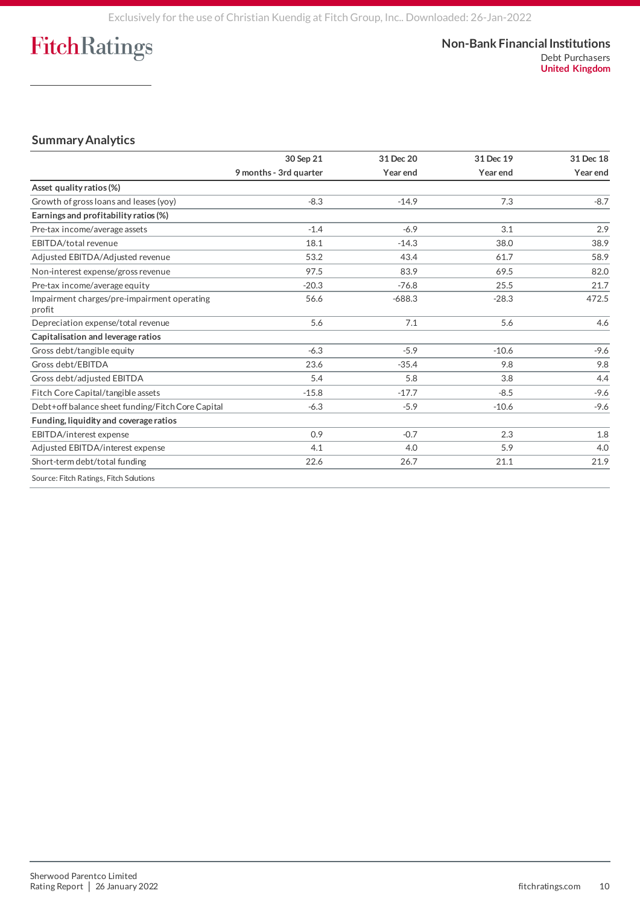## Summary Analytics

| | 30 Sep 21<br>9 months - 3rd quarter | 31 Dec 20<br>Year end | 31 Dec 19<br>Year end | 31 Dec 18<br>Year end |
|---|---|---|---|---|
| **Asset quality ratios (%)** | | | | |
| Growth of gross loans and leases (yoy) | -8.3 | -14.9 | 7.3 | -8.7 |
| **Earnings and profitability ratios (%)** | | | | |
| Pre-tax income/average assets | -1.4 | -6.9 | 3.1 | 2.9 |
| EBITDA/total revenue | 18.1 | -14.3 | 38.0 | 38.9 |
| Adjusted EBITDA/Adjusted revenue | 53.2 | 43.4 | 61.7 | 58.9 |
| Non-interest expense/gross revenue | 97.5 | 83.9 | 69.5 | 82.0 |
| Pre-tax income/average equity | -20.3 | -76.8 | 25.5 | 21.7 |
| Impairment charges/pre-impairment operating profit | 56.6 | -688.3 | -28.3 | 472.5 |
| Depreciation expense/total revenue | 5.6 | 7.1 | 5.6 | 4.6 |
| **Capitalisation and leverage ratios** | | | | |
| Gross debt/tangible equity | -6.3 | -5.9 | -10.6 | -9.6 |
| Gross debt/EBITDA | 23.6 | -35.4 | 9.8 | 9.8 |
| Gross debt/adjusted EBITDA | 5.4 | 5.8 | 3.8 | 4.4 |
| Fitch Core Capital/tangible assets | -15.8 | -17.7 | -8.5 | -9.6 |
| Debt+off balance sheet funding/Fitch Core Capital | -6.3 | -5.9 | -10.6 | -9.6 |
| **Funding, liquidity and coverage ratios** | | | | |
| EBITDA/interest expense | 0.9 | -0.7 | 2.3 | 1.8 |
| Adjusted EBITDA/interest expense | 4.1 | 4.0 | 5.9 | 4.0 |
| Short-term debt/total funding | 22.6 | 26.7 | 21.1 | 21.9 |

Source: Fitch Ratings, Fitch Solutions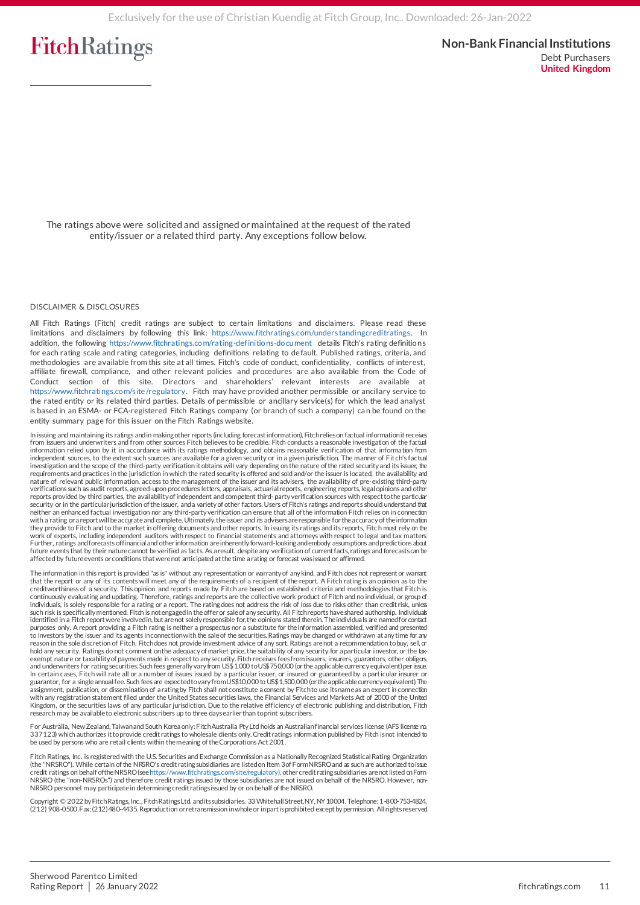The ratings above were solicited and assigned or maintained at the request of the rated entity/issuer or a related third party. Any exceptions follow below.

DISCLAIMER & DISCLOSURES

All Fitch Ratings (Fitch) credit ratings are subject to certain limitations and disclaimers. Please read these limitations and disclaimers by following this link: https://www.fitchratings.com/understandingcreditratings. In addition, the following https://www.fitchratings.com/rating-definitions-document details Fitch's rating definitions for each rating scale and rating categories, including definitions relating to default. Published ratings, criteria, and methodologies are available from this site at all times. Fitch's code of conduct, confidentiality, conflicts of interest, affiliate firewall, compliance, and other relevant policies and procedures are also available from the Code of Conduct section of this site. Directors and shareholders' relevant interests are available at https://www.fitchratings.com/site/regulatory. Fitch may have provided another permissible or ancillary service to the rated entity or its related third parties. Details of permissible or ancillary service(s) for which the lead analyst is based in an ESMA- or FCA-registered Fitch Ratings company (or branch of such a company) can be found on the entity summary page for this issuer on the Fitch Ratings website.

In issuing and maintaining its ratings and in making other reports (including forecast information), Fitch relies on factual information it receives from issuers and underwriters and from other sources Fitch believes to be credible. Fitch conducts a reasonable investigation of the factual information relied upon by it in accordance with its ratings methodology, and obtains reasonable verification of that information from independent sources, to the extent such sources are available for a given security or in a given jurisdiction. The manner of Fitch's factual investigation and the scope of the third-party verification it obtains will vary depending on the nature of the rated security and its issuer, the requirements and practices in the jurisdiction in which the rated security is offered and sold and/or the issuer is located, the availability and nature of relevant public information, access to the management of the issuer and its advisers, the availability of pre-existing third-party verifications such as audit reports, agreed-upon procedures letters, appraisals, actuarial reports, engineering reports, legal opinions and other reports provided by third parties, the availability of independent and competent third- party verification sources with respect to the particular security or in the particular jurisdiction of the issuer, and a variety of other factors. Users of Fitch's ratings and reports should understand that neither an enhanced factual investigation nor any third-party verification can ensure that all of the information Fitch relies on in connection with a rating or a report will be accurate and complete. Ultimately, the issuer and its advisers are responsible for the accuracy of the information they provide to Fitch and to the market in offering documents and other reports. In issuing its ratings and its reports, Fitch must rely on the work of experts, including independent auditors with respect to financial statements and attorneys with respect to legal and tax matters. Further, ratings and forecasts of financial and other information are inherently forward-looking and embody assumptions and predictions about future events that by their nature cannot be verified as facts. As a result, despite any verification of current facts, ratings and forecasts can be affected by future events or conditions that were not anticipated at the time a rating or forecast was issued or affirmed.

The information in this report is provided "as is" without any representation or warranty of any kind, and Fitch does not represent or warrant that the report or any of its contents will meet any of the requirements of a recipient of the report. A Fitch rating is an opinion as to the creditworthiness of a security. This opinion and reports made by Fitch are based on established criteria and methodologies that Fitch is continuously evaluating and updating. Therefore, ratings and reports are the collective work product of Fitch and no individual, or group of individuals, is solely responsible for a rating or a report. The rating does not address the risk of loss due to risks other than credit risk, unless such risk is specifically mentioned. Fitch is not engaged in the offer or sale of any security. All Fitch reports have shared authorship. Individuals identified in a Fitch report were involved in, but are not solely responsible for, the opinions stated therein. The individuals are named for contact purposes only. A report providing a Fitch rating is neither a prospectus nor a substitute for the information assembled, verified and presented to investors by the issuer and its agents in connection with the sale of the securities. Ratings may be changed or withdrawn at any time for any reason in the sole discretion of Fitch. Fitch does not provide investment advice of any sort. Ratings are not a recommendation to buy, sell, or hold any security. Ratings do not comment on the adequacy of market price, the suitability of any security for a particular investor, or the tax-exempt nature or taxability of payments made in respect to any security. Fitch receives fees from issuers, insurers, guarantors, other obligors, and underwriters for rating securities. Such fees generally vary from US$1,000 to US$750,000 (or the applicable currency equivalent) per issue. In certain cases, Fitch will rate all or a number of issues issued by a particular issuer, or insured or guaranteed by a particular insurer or guarantor, for a single annual fee. Such fees are expected to vary from US$10,000 to US$1,500,000 (or the applicable currency equivalent). The assignment, publication, or dissemination of a rating by Fitch shall not constitute a consent by Fitch to use its name as an expert in connection with any registration statement filed under the United States securities laws, the Financial Services and Markets Act of 2000 of the United Kingdom, or the securities laws of any particular jurisdiction. Due to the relative efficiency of electronic publishing and distribution, Fitch research may be available to electronic subscribers up to three days earlier than to print subscribers.

For Australia, New Zealand, Taiwan and South Korea only: Fitch Australia Pty Ltd holds an Australian financial services license (AFS license no. 337123) which authorizes it to provide credit ratings to wholesale clients only. Credit ratings information published by Fitch is not intended to be used by persons who are retail clients within the meaning of the Corporations Act 2001.

Fitch Ratings, Inc. is registered with the U.S. Securities and Exchange Commission as a Nationally Recognized Statistical Rating Organization (the "NRSRO"). While certain of the NRSRO's credit rating subsidiaries are listed on Item 3 of Form NRSRO and as such are authorized to issue credit ratings on behalf of the NRSRO (see https://www.fitchratings.com/site/regulatory), other credit rating subsidiaries are not listed on Form NRSRO (the "non-NRSROs") and therefore credit ratings issued by those subsidiaries are not issued on behalf of the NRSRO. However, non-NRSRO personnel may participate in determining credit ratings issued by or on behalf of the NRSRO.

Copyright © 2022 by Fitch Ratings, Inc., Fitch Ratings Ltd. and its subsidiaries. 33 Whitehall Street, NY, NY 10004. Telephone: 1-800-753-4824, (212) 908-0500. Fax: (212) 480-4435. Reproduction or retransmission in whole or in part is prohibited except by permission. All rights reserved.